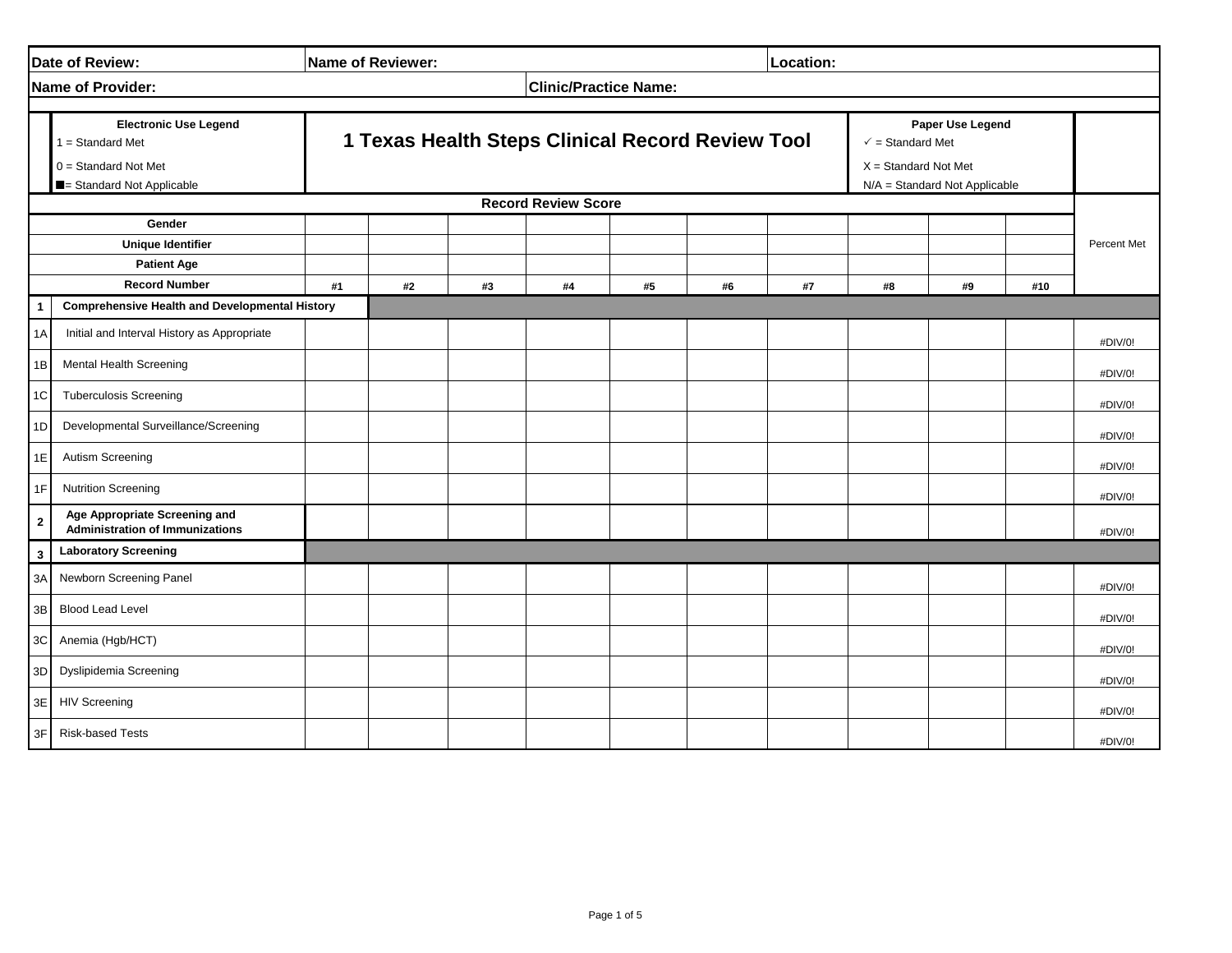| Date of Review: | Name of Reviewer: | Location: |
|---|---|---|
| **Name of Provider:** | **Clinic/Practice Name:** | |

**Electronic Use Legend**
1 = Standard Met
0 = Standard Not Met
■= Standard Not Applicable

# 1 Texas Health Steps Clinical Record Review Tool

**Paper Use Legend**
✓ = Standard Met
X = Standard Not Met
N/A = Standard Not Applicable

**Record Review Score**

| | | | | | | | | | | | | |
|---|---|---|---|---|---|---|---|---|---|---|---|---|
| | **Gender** | | | | | | | | | | | Percent Met |
| | **Unique Identifier** | | | | | | | | | | | |
| | **Patient Age** | | | | | | | | | | | |
| | **Record Number** | **#1** | **#2** | **#3** | **#4** | **#5** | **#6** | **#7** | **#8** | **#9** | **#10** | |
| **1** | **Comprehensive Health and Developmental History** | | | | | | | | | | | |
| 1A | Initial and Interval History as Appropriate | | | | | | | | | | | #DIV/0! |
| 1B | Mental Health Screening | | | | | | | | | | | #DIV/0! |
| 1C | Tuberculosis Screening | | | | | | | | | | | #DIV/0! |
| 1D | Developmental Surveillance/Screening | | | | | | | | | | | #DIV/0! |
| 1E | Autism Screening | | | | | | | | | | | #DIV/0! |
| 1F | Nutrition Screening | | | | | | | | | | | #DIV/0! |
| **2** | **Age Appropriate Screening and Administration of Immunizations** | | | | | | | | | | | #DIV/0! |
| **3** | **Laboratory Screening** | | | | | | | | | | | |
| 3A | Newborn Screening Panel | | | | | | | | | | | #DIV/0! |
| 3B | Blood Lead Level | | | | | | | | | | | #DIV/0! |
| 3C | Anemia (Hgb/HCT) | | | | | | | | | | | #DIV/0! |
| 3D | Dyslipidemia Screening | | | | | | | | | | | #DIV/0! |
| 3E | HIV Screening | | | | | | | | | | | #DIV/0! |
| 3F | Risk-based Tests | | | | | | | | | | | #DIV/0! |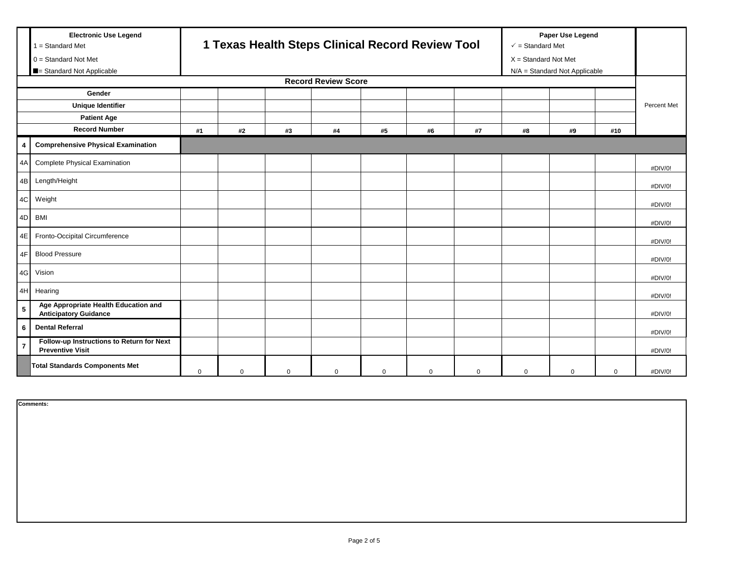| | **Electronic Use Legend**<br>1 = Standard Met<br>0 = Standard Not Met<br>■= Standard Not Applicable | **1 Texas Health Steps Clinical Record Review Tool** | | | | | | | **Paper Use Legend**<br>✓ = Standard Met<br>X = Standard Not Met<br>N/A = Standard Not Applicable | | | |
|---|---|---|---|---|---|---|---|---|---|---|---|---|
| | | **Record Review Score** | | | | | | | | | | |
| | **Gender** | | | | | | | | | | | Percent Met |
| | **Unique Identifier** | | | | | | | | | | | |
| | **Patient Age** | | | | | | | | | | | |
| | **Record Number** | **#1** | **#2** | **#3** | **#4** | **#5** | **#6** | **#7** | **#8** | **#9** | **#10** | |
| **4** | **Comprehensive Physical Examination** | | | | | | | | | | | |
| 4A | Complete Physical Examination | | | | | | | | | | | #DIV/0! |
| 4B | Length/Height | | | | | | | | | | | #DIV/0! |
| 4C | Weight | | | | | | | | | | | #DIV/0! |
| 4D | BMI | | | | | | | | | | | #DIV/0! |
| 4E | Fronto-Occipital Circumference | | | | | | | | | | | #DIV/0! |
| 4F | Blood Pressure | | | | | | | | | | | #DIV/0! |
| 4G | Vision | | | | | | | | | | | #DIV/0! |
| 4H | Hearing | | | | | | | | | | | #DIV/0! |
| **5** | **Age Appropriate Health Education and Anticipatory Guidance** | | | | | | | | | | | #DIV/0! |
| **6** | **Dental Referral** | | | | | | | | | | | #DIV/0! |
| **7** | **Follow-up Instructions to Return for Next Preventive Visit** | | | | | | | | | | | #DIV/0! |
| | **Total Standards Components Met** | 0 | 0 | 0 | 0 | 0 | 0 | 0 | 0 | 0 | 0 | #DIV/0! |

**Comments:**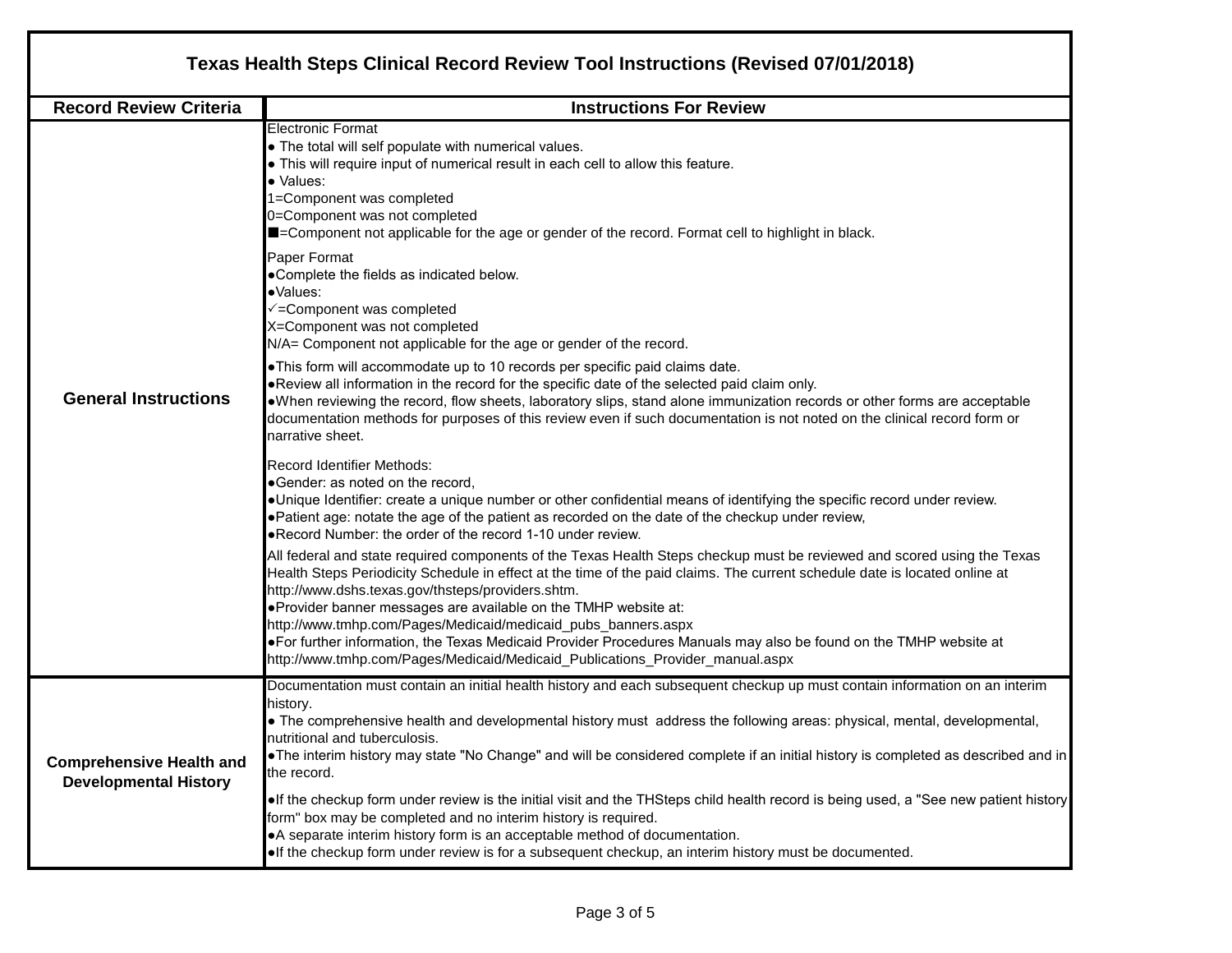# Texas Health Steps Clinical Record Review Tool Instructions (Revised 07/01/2018)

| Record Review Criteria | Instructions For Review |
|---|---|
| **General Instructions** | Electronic Format<br>● The total will self populate with numerical values.<br>● This will require input of numerical result in each cell to allow this feature.<br>● Values:<br>1=Component was completed<br>0=Component was not completed<br>■=Component not applicable for the age or gender of the record. Format cell to highlight in black.<br><br>Paper Format<br>●Complete the fields as indicated below.<br>●Values:<br>✓=Component was completed<br>X=Component was not completed<br>N/A= Component not applicable for the age or gender of the record.<br><br>●This form will accommodate up to 10 records per specific paid claims date.<br>●Review all information in the record for the specific date of the selected paid claim only.<br>●When reviewing the record, flow sheets, laboratory slips, stand alone immunization records or other forms are acceptable documentation methods for purposes of this review even if such documentation is not noted on the clinical record form or narrative sheet.<br><br>Record Identifier Methods:<br>●Gender: as noted on the record,<br>●Unique Identifier: create a unique number or other confidential means of identifying the specific record under review.<br>●Patient age: notate the age of the patient as recorded on the date of the checkup under review,<br>●Record Number: the order of the record 1-10 under review.<br><br>All federal and state required components of the Texas Health Steps checkup must be reviewed and scored using the Texas Health Steps Periodicity Schedule in effect at the time of the paid claims. The current schedule date is located online at http://www.dshs.texas.gov/thsteps/providers.shtm.<br>●Provider banner messages are available on the TMHP website at: http://www.tmhp.com/Pages/Medicaid/medicaid_pubs_banners.aspx<br>●For further information, the Texas Medicaid Provider Procedures Manuals may also be found on the TMHP website at http://www.tmhp.com/Pages/Medicaid/Medicaid_Publications_Provider_manual.aspx |
| **Comprehensive Health and Developmental History** | Documentation must contain an initial health history and each subsequent checkup up must contain information on an interim history.<br>● The comprehensive health and developmental history must address the following areas: physical, mental, developmental, nutritional and tuberculosis.<br>●The interim history may state "No Change" and will be considered complete if an initial history is completed as described and in the record.<br><br>●If the checkup form under review is the initial visit and the THSteps child health record is being used, a "See new patient history form" box may be completed and no interim history is required.<br>●A separate interim history form is an acceptable method of documentation.<br>●If the checkup form under review is for a subsequent checkup, an interim history must be documented. |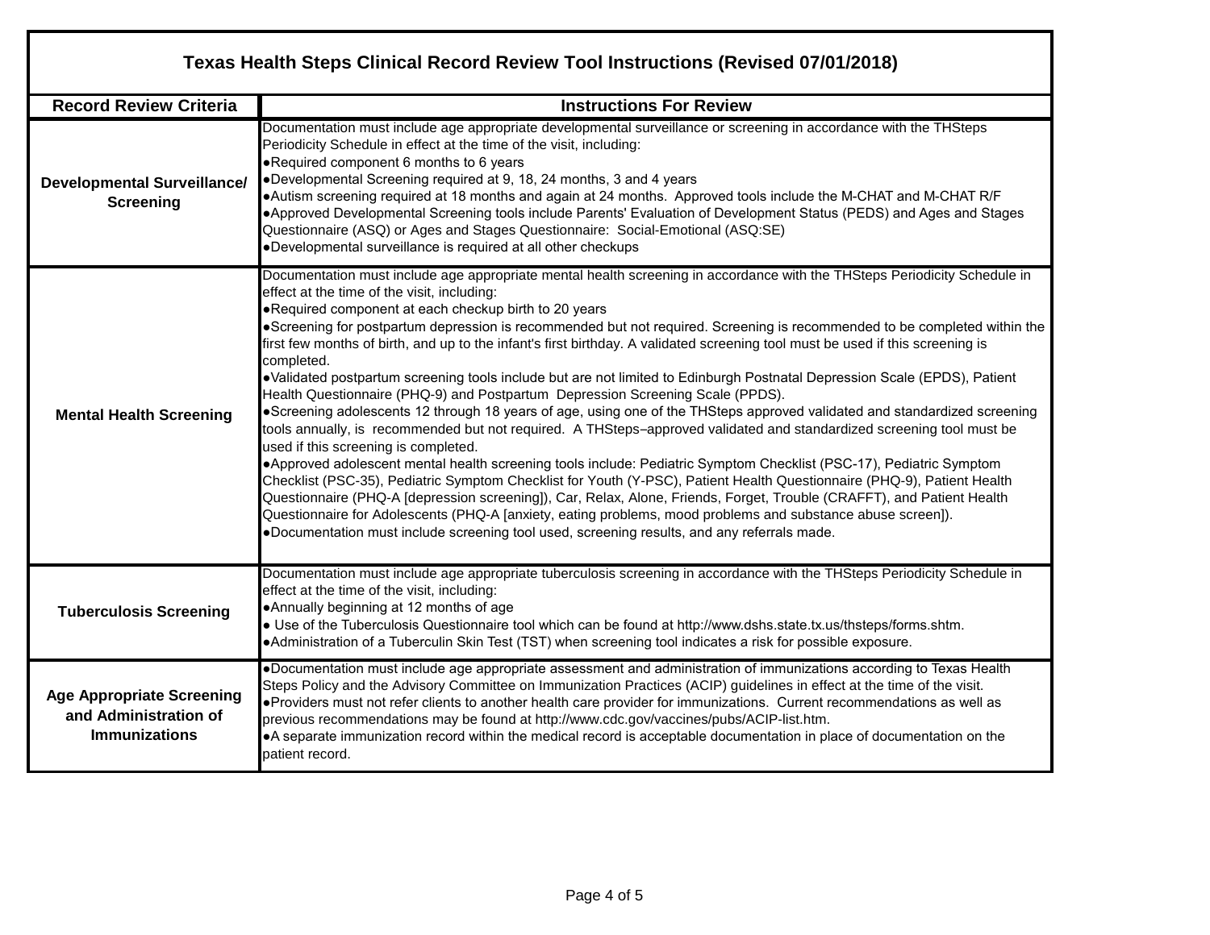## Texas Health Steps Clinical Record Review Tool Instructions (Revised 07/01/2018)

| Record Review Criteria | Instructions For Review |
|---|---|
| **Developmental Surveillance/ Screening** | Documentation must include age appropriate developmental surveillance or screening in accordance with the THSteps Periodicity Schedule in effect at the time of the visit, including:<br>• Required component 6 months to 6 years<br>• Developmental Screening required at 9, 18, 24 months, 3 and 4 years<br>• Autism screening required at 18 months and again at 24 months. Approved tools include the M-CHAT and M-CHAT R/F<br>• Approved Developmental Screening tools include Parents' Evaluation of Development Status (PEDS) and Ages and Stages Questionnaire (ASQ) or Ages and Stages Questionnaire: Social-Emotional (ASQ:SE)<br>• Developmental surveillance is required at all other checkups |
| **Mental Health Screening** | Documentation must include age appropriate mental health screening in accordance with the THSteps Periodicity Schedule in effect at the time of the visit, including:<br>• Required component at each checkup birth to 20 years<br>• Screening for postpartum depression is recommended but not required. Screening is recommended to be completed within the first few months of birth, and up to the infant's first birthday. A validated screening tool must be used if this screening is completed.<br>• Validated postpartum screening tools include but are not limited to Edinburgh Postnatal Depression Scale (EPDS), Patient Health Questionnaire (PHQ-9) and Postpartum Depression Screening Scale (PPDS).<br>• Screening adolescents 12 through 18 years of age, using one of the THSteps approved validated and standardized screening tools annually, is recommended but not required. A THSteps–approved validated and standardized screening tool must be used if this screening is completed.<br>• Approved adolescent mental health screening tools include: Pediatric Symptom Checklist (PSC-17), Pediatric Symptom Checklist (PSC-35), Pediatric Symptom Checklist for Youth (Y-PSC), Patient Health Questionnaire (PHQ-9), Patient Health Questionnaire (PHQ-A [depression screening]), Car, Relax, Alone, Friends, Forget, Trouble (CRAFFT), and Patient Health Questionnaire for Adolescents (PHQ-A [anxiety, eating problems, mood problems and substance abuse screen]).<br>• Documentation must include screening tool used, screening results, and any referrals made. |
| **Tuberculosis Screening** | Documentation must include age appropriate tuberculosis screening in accordance with the THSteps Periodicity Schedule in effect at the time of the visit, including:<br>• Annually beginning at 12 months of age<br>• Use of the Tuberculosis Questionnaire tool which can be found at http://www.dshs.state.tx.us/thsteps/forms.shtm.<br>• Administration of a Tuberculin Skin Test (TST) when screening tool indicates a risk for possible exposure. |
| **Age Appropriate Screening and Administration of Immunizations** | • Documentation must include age appropriate assessment and administration of immunizations according to Texas Health Steps Policy and the Advisory Committee on Immunization Practices (ACIP) guidelines in effect at the time of the visit.<br>• Providers must not refer clients to another health care provider for immunizations. Current recommendations as well as previous recommendations may be found at http://www.cdc.gov/vaccines/pubs/ACIP-list.htm.<br>• A separate immunization record within the medical record is acceptable documentation in place of documentation on the patient record. |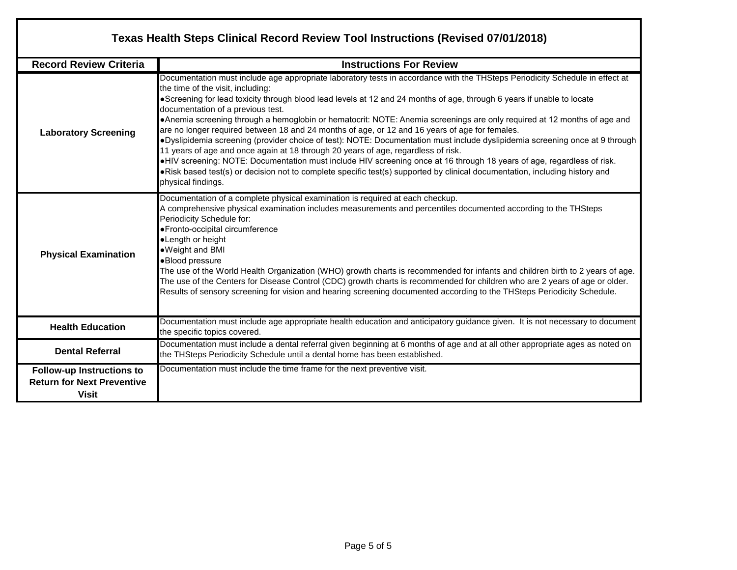# Texas Health Steps Clinical Record Review Tool Instructions (Revised 07/01/2018)

| Record Review Criteria | Instructions For Review |
|---|---|
| **Laboratory Screening** | Documentation must include age appropriate laboratory tests in accordance with the THSteps Periodicity Schedule in effect at the time of the visit, including:<br>•Screening for lead toxicity through blood lead levels at 12 and 24 months of age, through 6 years if unable to locate documentation of a previous test.<br>•Anemia screening through a hemoglobin or hematocrit: NOTE: Anemia screenings are only required at 12 months of age and are no longer required between 18 and 24 months of age, or 12 and 16 years of age for females.<br>•Dyslipidemia screening (provider choice of test): NOTE: Documentation must include dyslipidemia screening once at 9 through 11 years of age and once again at 18 through 20 years of age, regardless of risk.<br>•HIV screening: NOTE: Documentation must include HIV screening once at 16 through 18 years of age, regardless of risk.<br>•Risk based test(s) or decision not to complete specific test(s) supported by clinical documentation, including history and physical findings. |
| **Physical Examination** | Documentation of a complete physical examination is required at each checkup.<br>A comprehensive physical examination includes measurements and percentiles documented according to the THSteps Periodicity Schedule for:<br>•Fronto-occipital circumference<br>•Length or height<br>•Weight and BMI<br>•Blood pressure<br>The use of the World Health Organization (WHO) growth charts is recommended for infants and children birth to 2 years of age. The use of the Centers for Disease Control (CDC) growth charts is recommended for children who are 2 years of age or older.<br>Results of sensory screening for vision and hearing screening documented according to the THSteps Periodicity Schedule. |
| **Health Education** | Documentation must include age appropriate health education and anticipatory guidance given. It is not necessary to document the specific topics covered. |
| **Dental Referral** | Documentation must include a dental referral given beginning at 6 months of age and at all other appropriate ages as noted on the THSteps Periodicity Schedule until a dental home has been established. |
| **Follow-up Instructions to Return for Next Preventive Visit** | Documentation must include the time frame for the next preventive visit. |